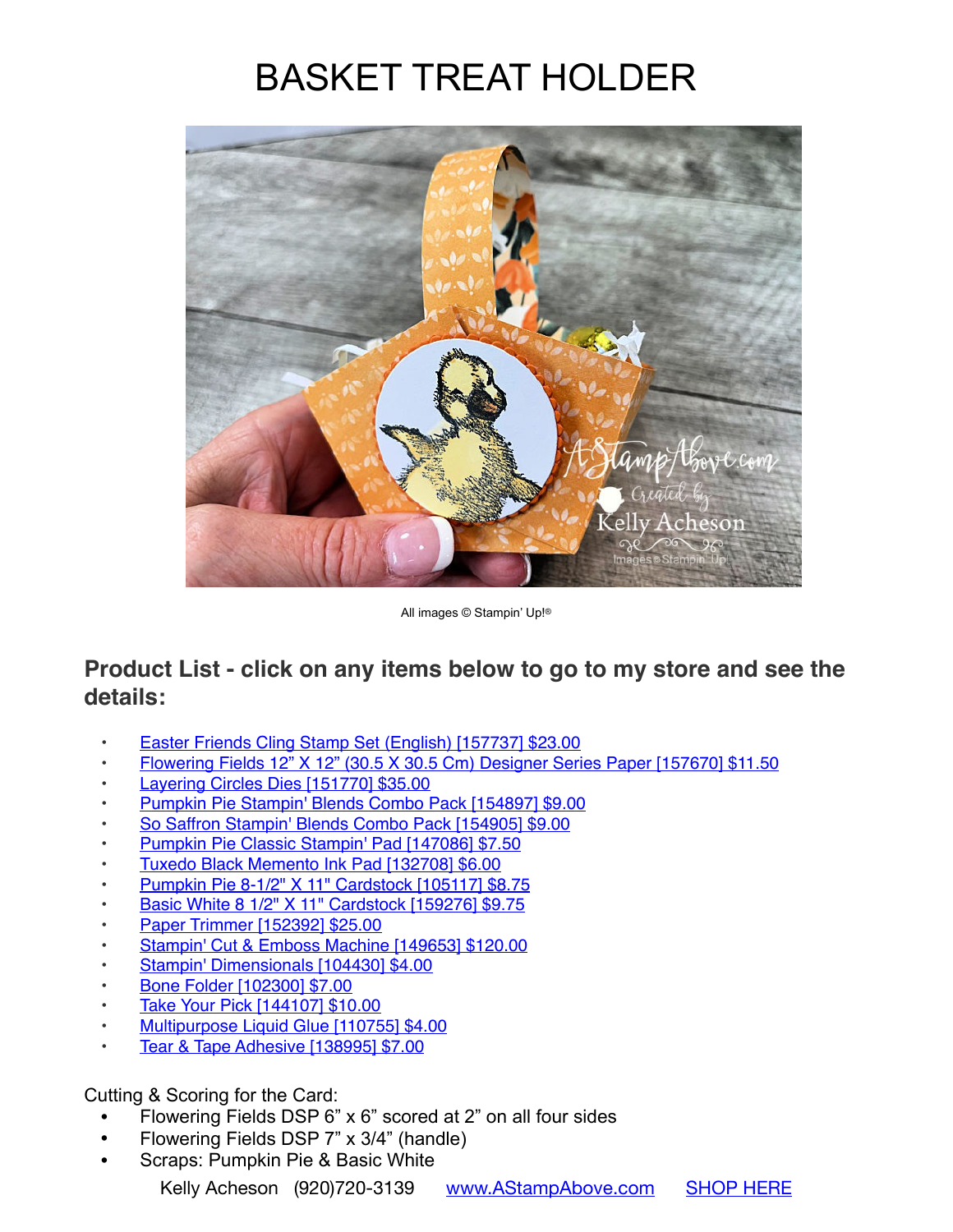# BASKET TREAT HOLDER

All images © Stampin' Up!®

### Product List - click on any items below to go to my store and see the details:

- Easter Friends Cling Stamp Set (English) [157737] $23.00
- Flowering Fields 12" X 12" (30.5 X 30.5 Cm) Designer Series Paper [157670] $11.50
- Layering Circles Dies [151770] $35.00
- Pumpkin Pie Stampin' Blends Combo Pack [154897] $9.00
- So Saffron Stampin' Blends Combo Pack [154905] $9.00
- Pumpkin Pie Classic Stampin' Pad [147086] $7.50
- Tuxedo Black Memento Ink Pad [132708] $6.00
- Pumpkin Pie 8-1/2" X 11" Cardstock [105117] $8.75
- Basic White 8 1/2" X 11" Cardstock [159276] $9.75
- Paper Trimmer [152392] $25.00
- Stampin' Cut & Emboss Machine [149653] $120.00
- Stampin' Dimensionals [104430] $4.00
- Bone Folder [102300] $7.00
- Take Your Pick [144107] $10.00
- Multipurpose Liquid Glue [110755] $4.00
- Tear & Tape Adhesive [138995] $7.00

Cutting & Scoring for the Card:

- Flowering Fields DSP 6" x 6" scored at 2" on all four sides
- Flowering Fields DSP 7" x 3/4" (handle)
- Scraps: Pumpkin Pie & Basic White

Kelly Acheson (920)720-3139 www.AStampAbove.com SHOP HERE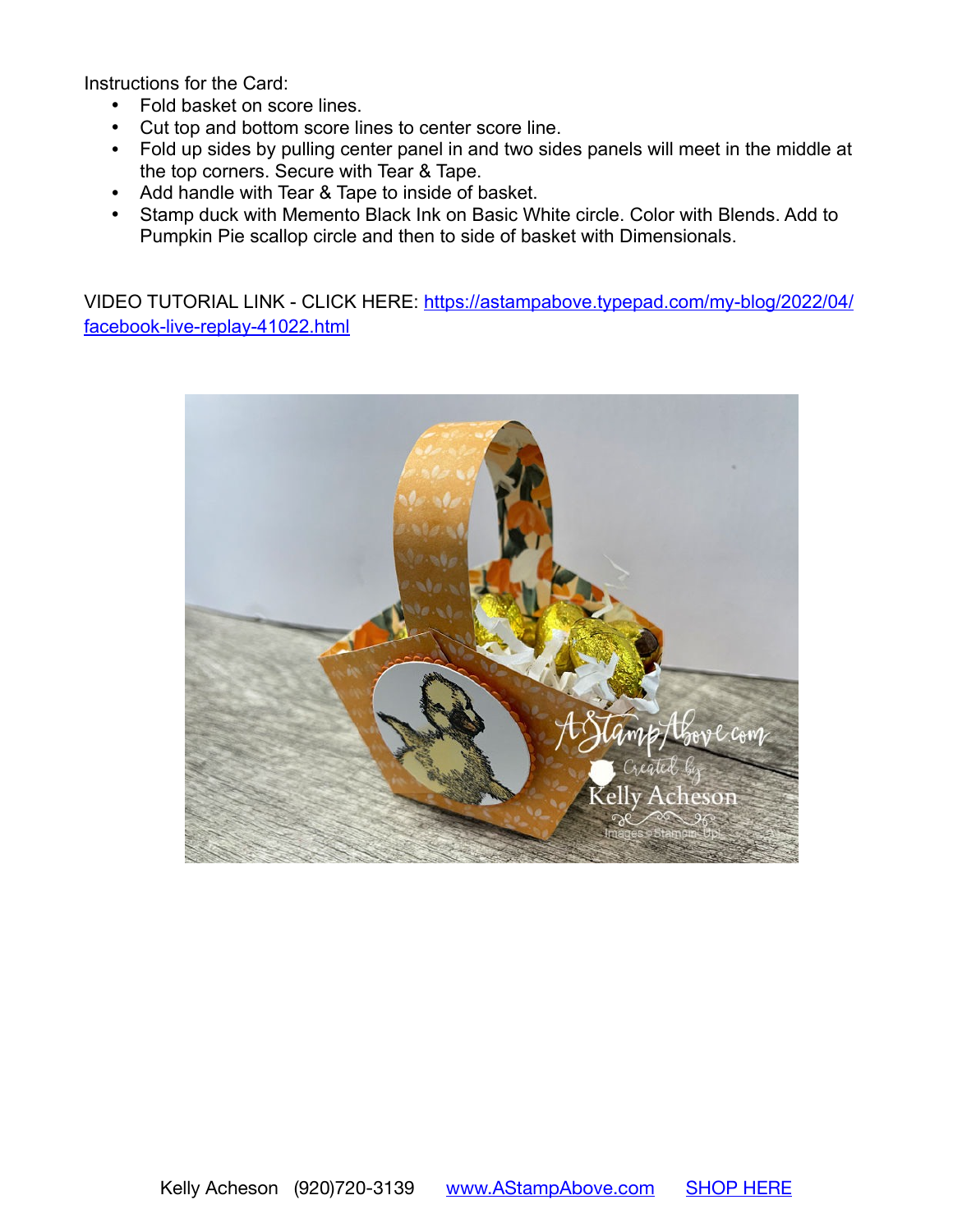Instructions for the Card:

- Fold basket on score lines.
- Cut top and bottom score lines to center score line.
- Fold up sides by pulling center panel in and two sides panels will meet in the middle at the top corners. Secure with Tear & Tape.
- Add handle with Tear & Tape to inside of basket.
- Stamp duck with Memento Black Ink on Basic White circle. Color with Blends. Add to Pumpkin Pie scallop circle and then to side of basket with Dimensionals.

VIDEO TUTORIAL LINK - CLICK HERE: [https://astampabove.typepad.com/my-blog/2022/04/facebook-live-replay-41022.html](https://astampabove.typepad.com/my-blog/2022/04/facebook-live-replay-41022.html)

Kelly Acheson (920)720-3139 [www.AStampAbove.com](http://www.AStampAbove.com) SHOP HERE